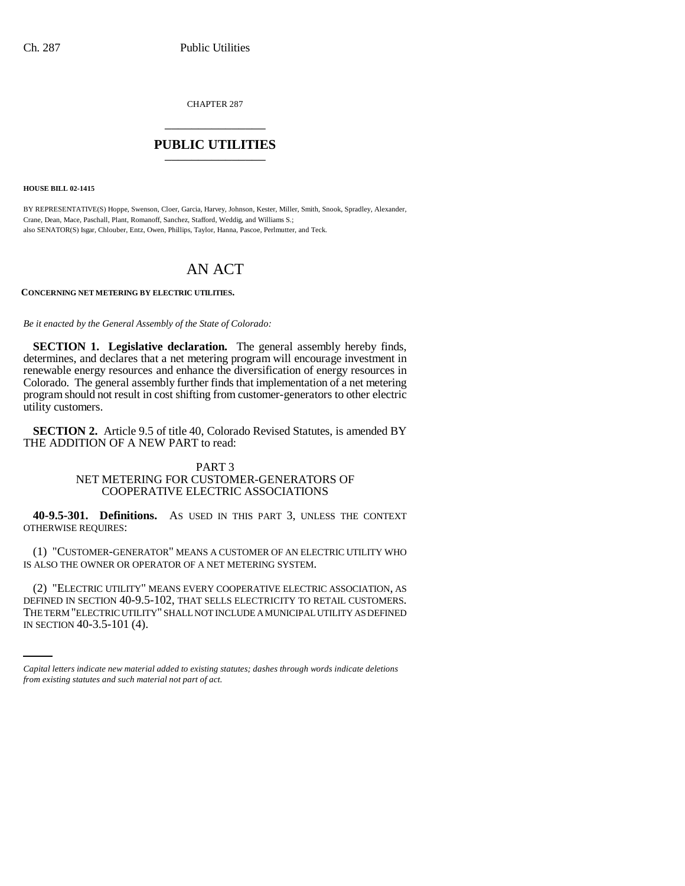CHAPTER 287

# PUBLIC UTILITIES

**HOUSE BILL 02-1415**

BY REPRESENTATIVE(S) Hoppe, Swenson, Cloer, Garcia, Harvey, Johnson, Kester, Miller, Smith, Snook, Spradley, Alexander, Crane, Dean, Mace, Paschall, Plant, Romanoff, Sanchez, Stafford, Weddig, and Williams S.;
also SENATOR(S) Isgar, Chlouber, Entz, Owen, Phillips, Taylor, Hanna, Pascoe, Perlmutter, and Teck.

# AN ACT

**CONCERNING NET METERING BY ELECTRIC UTILITIES.**

*Be it enacted by the General Assembly of the State of Colorado:*

**SECTION 1. Legislative declaration.** The general assembly hereby finds, determines, and declares that a net metering program will encourage investment in renewable energy resources and enhance the diversification of energy resources in Colorado. The general assembly further finds that implementation of a net metering program should not result in cost shifting from customer-generators to other electric utility customers.

**SECTION 2.** Article 9.5 of title 40, Colorado Revised Statutes, is amended BY THE ADDITION OF A NEW PART to read:

PART 3
NET METERING FOR CUSTOMER-GENERATORS OF COOPERATIVE ELECTRIC ASSOCIATIONS

**40-9.5-301. Definitions.** AS USED IN THIS PART 3, UNLESS THE CONTEXT OTHERWISE REQUIRES:

(1) "CUSTOMER-GENERATOR" MEANS A CUSTOMER OF AN ELECTRIC UTILITY WHO IS ALSO THE OWNER OR OPERATOR OF A NET METERING SYSTEM.

(2) "ELECTRIC UTILITY" MEANS EVERY COOPERATIVE ELECTRIC ASSOCIATION, AS DEFINED IN SECTION 40-9.5-102, THAT SELLS ELECTRICITY TO RETAIL CUSTOMERS. THE TERM "ELECTRIC UTILITY" SHALL NOT INCLUDE A MUNICIPAL UTILITY AS DEFINED IN SECTION 40-3.5-101 (4).

*Capital letters indicate new material added to existing statutes; dashes through words indicate deletions from existing statutes and such material not part of act.*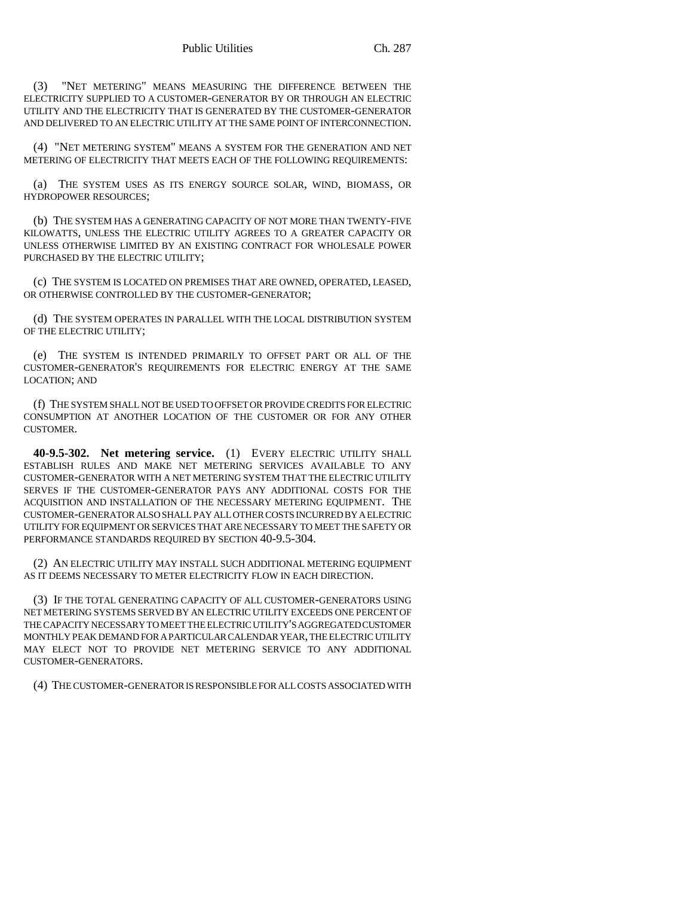(3) "NET METERING" MEANS MEASURING THE DIFFERENCE BETWEEN THE ELECTRICITY SUPPLIED TO A CUSTOMER-GENERATOR BY OR THROUGH AN ELECTRIC UTILITY AND THE ELECTRICITY THAT IS GENERATED BY THE CUSTOMER-GENERATOR AND DELIVERED TO AN ELECTRIC UTILITY AT THE SAME POINT OF INTERCONNECTION.

(4) "NET METERING SYSTEM" MEANS A SYSTEM FOR THE GENERATION AND NET METERING OF ELECTRICITY THAT MEETS EACH OF THE FOLLOWING REQUIREMENTS:

(a) THE SYSTEM USES AS ITS ENERGY SOURCE SOLAR, WIND, BIOMASS, OR HYDROPOWER RESOURCES;

(b) THE SYSTEM HAS A GENERATING CAPACITY OF NOT MORE THAN TWENTY-FIVE KILOWATTS, UNLESS THE ELECTRIC UTILITY AGREES TO A GREATER CAPACITY OR UNLESS OTHERWISE LIMITED BY AN EXISTING CONTRACT FOR WHOLESALE POWER PURCHASED BY THE ELECTRIC UTILITY;

(c) THE SYSTEM IS LOCATED ON PREMISES THAT ARE OWNED, OPERATED, LEASED, OR OTHERWISE CONTROLLED BY THE CUSTOMER-GENERATOR;

(d) THE SYSTEM OPERATES IN PARALLEL WITH THE LOCAL DISTRIBUTION SYSTEM OF THE ELECTRIC UTILITY;

(e) THE SYSTEM IS INTENDED PRIMARILY TO OFFSET PART OR ALL OF THE CUSTOMER-GENERATOR'S REQUIREMENTS FOR ELECTRIC ENERGY AT THE SAME LOCATION; AND

(f) THE SYSTEM SHALL NOT BE USED TO OFFSET OR PROVIDE CREDITS FOR ELECTRIC CONSUMPTION AT ANOTHER LOCATION OF THE CUSTOMER OR FOR ANY OTHER CUSTOMER.

**40-9.5-302. Net metering service.** (1) EVERY ELECTRIC UTILITY SHALL ESTABLISH RULES AND MAKE NET METERING SERVICES AVAILABLE TO ANY CUSTOMER-GENERATOR WITH A NET METERING SYSTEM THAT THE ELECTRIC UTILITY SERVES IF THE CUSTOMER-GENERATOR PAYS ANY ADDITIONAL COSTS FOR THE ACQUISITION AND INSTALLATION OF THE NECESSARY METERING EQUIPMENT. THE CUSTOMER-GENERATOR ALSO SHALL PAY ALL OTHER COSTS INCURRED BY A ELECTRIC UTILITY FOR EQUIPMENT OR SERVICES THAT ARE NECESSARY TO MEET THE SAFETY OR PERFORMANCE STANDARDS REQUIRED BY SECTION 40-9.5-304.

(2) AN ELECTRIC UTILITY MAY INSTALL SUCH ADDITIONAL METERING EQUIPMENT AS IT DEEMS NECESSARY TO METER ELECTRICITY FLOW IN EACH DIRECTION.

(3) IF THE TOTAL GENERATING CAPACITY OF ALL CUSTOMER-GENERATORS USING NET METERING SYSTEMS SERVED BY AN ELECTRIC UTILITY EXCEEDS ONE PERCENT OF THE CAPACITY NECESSARY TO MEET THE ELECTRIC UTILITY'S AGGREGATED CUSTOMER MONTHLY PEAK DEMAND FOR A PARTICULAR CALENDAR YEAR, THE ELECTRIC UTILITY MAY ELECT NOT TO PROVIDE NET METERING SERVICE TO ANY ADDITIONAL CUSTOMER-GENERATORS.

(4) THE CUSTOMER-GENERATOR IS RESPONSIBLE FOR ALL COSTS ASSOCIATED WITH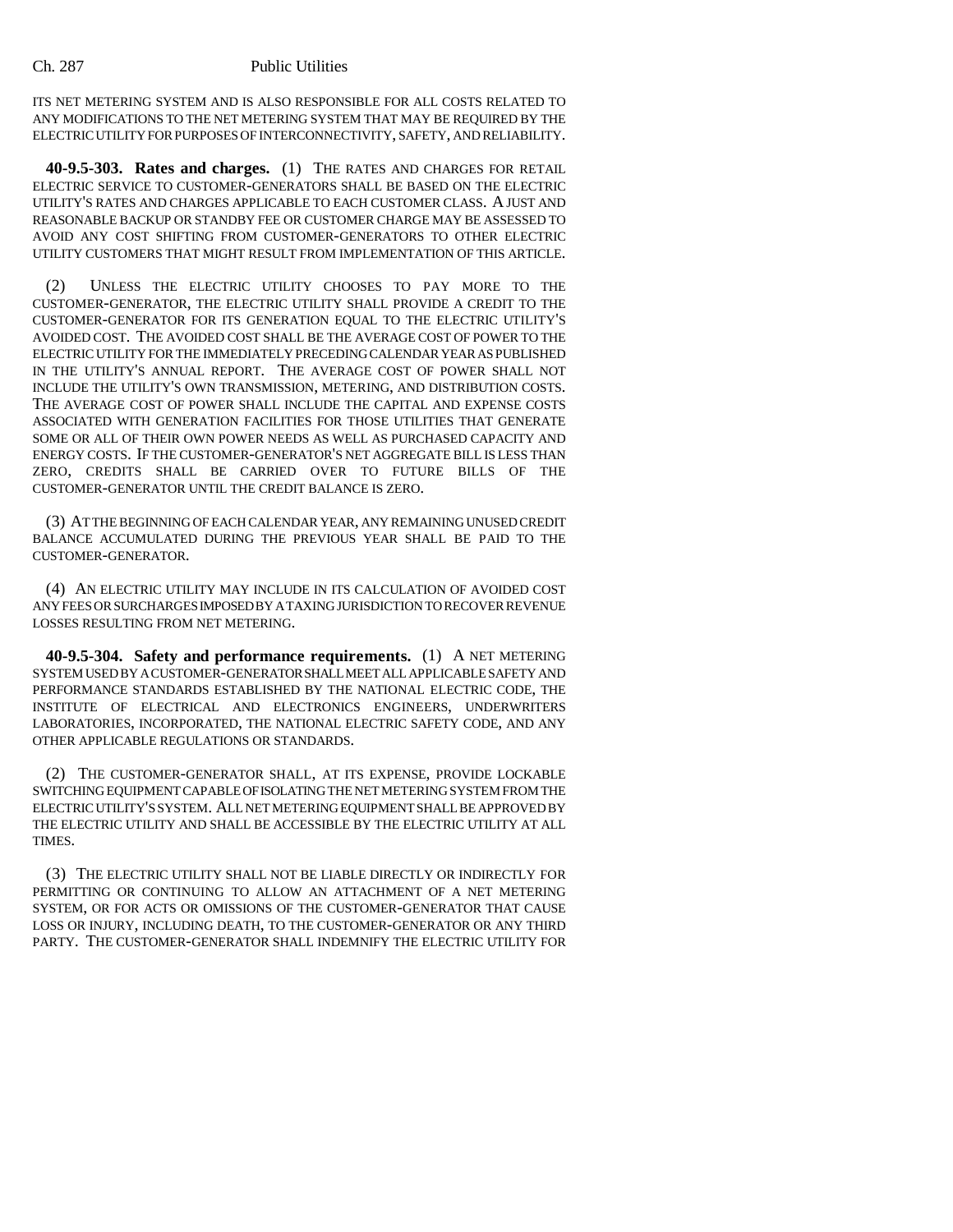ITS NET METERING SYSTEM AND IS ALSO RESPONSIBLE FOR ALL COSTS RELATED TO ANY MODIFICATIONS TO THE NET METERING SYSTEM THAT MAY BE REQUIRED BY THE ELECTRIC UTILITY FOR PURPOSES OF INTERCONNECTIVITY, SAFETY, AND RELIABILITY.

**40-9.5-303. Rates and charges.** (1) THE RATES AND CHARGES FOR RETAIL ELECTRIC SERVICE TO CUSTOMER-GENERATORS SHALL BE BASED ON THE ELECTRIC UTILITY'S RATES AND CHARGES APPLICABLE TO EACH CUSTOMER CLASS. A JUST AND REASONABLE BACKUP OR STANDBY FEE OR CUSTOMER CHARGE MAY BE ASSESSED TO AVOID ANY COST SHIFTING FROM CUSTOMER-GENERATORS TO OTHER ELECTRIC UTILITY CUSTOMERS THAT MIGHT RESULT FROM IMPLEMENTATION OF THIS ARTICLE.

(2) UNLESS THE ELECTRIC UTILITY CHOOSES TO PAY MORE TO THE CUSTOMER-GENERATOR, THE ELECTRIC UTILITY SHALL PROVIDE A CREDIT TO THE CUSTOMER-GENERATOR FOR ITS GENERATION EQUAL TO THE ELECTRIC UTILITY'S AVOIDED COST. THE AVOIDED COST SHALL BE THE AVERAGE COST OF POWER TO THE ELECTRIC UTILITY FOR THE IMMEDIATELY PRECEDING CALENDAR YEAR AS PUBLISHED IN THE UTILITY'S ANNUAL REPORT. THE AVERAGE COST OF POWER SHALL NOT INCLUDE THE UTILITY'S OWN TRANSMISSION, METERING, AND DISTRIBUTION COSTS. THE AVERAGE COST OF POWER SHALL INCLUDE THE CAPITAL AND EXPENSE COSTS ASSOCIATED WITH GENERATION FACILITIES FOR THOSE UTILITIES THAT GENERATE SOME OR ALL OF THEIR OWN POWER NEEDS AS WELL AS PURCHASED CAPACITY AND ENERGY COSTS. IF THE CUSTOMER-GENERATOR'S NET AGGREGATE BILL IS LESS THAN ZERO, CREDITS SHALL BE CARRIED OVER TO FUTURE BILLS OF THE CUSTOMER-GENERATOR UNTIL THE CREDIT BALANCE IS ZERO.

(3) AT THE BEGINNING OF EACH CALENDAR YEAR, ANY REMAINING UNUSED CREDIT BALANCE ACCUMULATED DURING THE PREVIOUS YEAR SHALL BE PAID TO THE CUSTOMER-GENERATOR.

(4) AN ELECTRIC UTILITY MAY INCLUDE IN ITS CALCULATION OF AVOIDED COST ANY FEES OR SURCHARGES IMPOSED BY A TAXING JURISDICTION TO RECOVER REVENUE LOSSES RESULTING FROM NET METERING.

**40-9.5-304. Safety and performance requirements.** (1) A NET METERING SYSTEM USED BY A CUSTOMER-GENERATOR SHALL MEET ALL APPLICABLE SAFETY AND PERFORMANCE STANDARDS ESTABLISHED BY THE NATIONAL ELECTRIC CODE, THE INSTITUTE OF ELECTRICAL AND ELECTRONICS ENGINEERS, UNDERWRITERS LABORATORIES, INCORPORATED, THE NATIONAL ELECTRIC SAFETY CODE, AND ANY OTHER APPLICABLE REGULATIONS OR STANDARDS.

(2) THE CUSTOMER-GENERATOR SHALL, AT ITS EXPENSE, PROVIDE LOCKABLE SWITCHING EQUIPMENT CAPABLE OF ISOLATING THE NET METERING SYSTEM FROM THE ELECTRIC UTILITY'S SYSTEM. ALL NET METERING EQUIPMENT SHALL BE APPROVED BY THE ELECTRIC UTILITY AND SHALL BE ACCESSIBLE BY THE ELECTRIC UTILITY AT ALL TIMES.

(3) THE ELECTRIC UTILITY SHALL NOT BE LIABLE DIRECTLY OR INDIRECTLY FOR PERMITTING OR CONTINUING TO ALLOW AN ATTACHMENT OF A NET METERING SYSTEM, OR FOR ACTS OR OMISSIONS OF THE CUSTOMER-GENERATOR THAT CAUSE LOSS OR INJURY, INCLUDING DEATH, TO THE CUSTOMER-GENERATOR OR ANY THIRD PARTY. THE CUSTOMER-GENERATOR SHALL INDEMNIFY THE ELECTRIC UTILITY FOR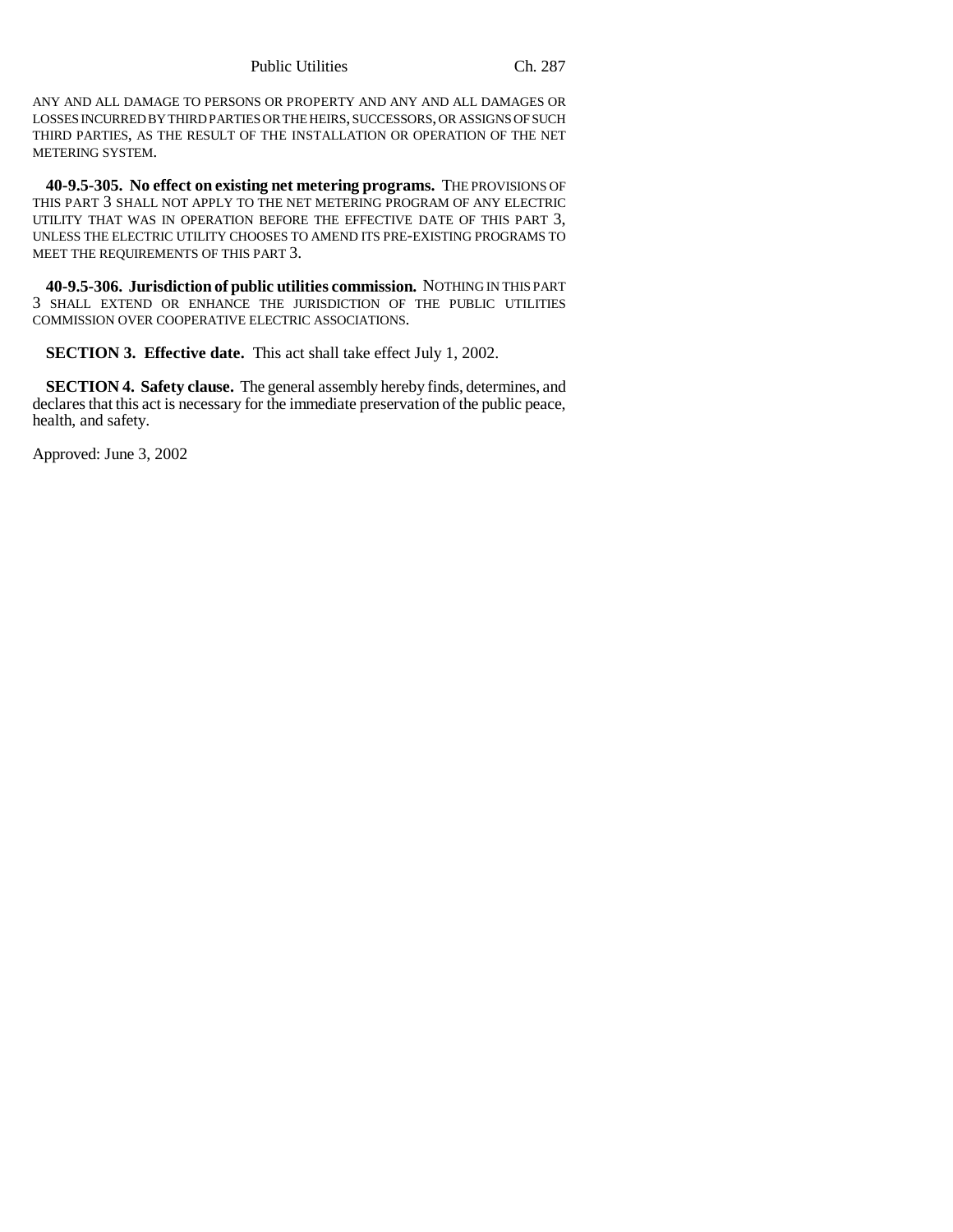ANY AND ALL DAMAGE TO PERSONS OR PROPERTY AND ANY AND ALL DAMAGES OR LOSSES INCURRED BY THIRD PARTIES OR THE HEIRS, SUCCESSORS, OR ASSIGNS OF SUCH THIRD PARTIES, AS THE RESULT OF THE INSTALLATION OR OPERATION OF THE NET METERING SYSTEM.

**40-9.5-305. No effect on existing net metering programs.** THE PROVISIONS OF THIS PART 3 SHALL NOT APPLY TO THE NET METERING PROGRAM OF ANY ELECTRIC UTILITY THAT WAS IN OPERATION BEFORE THE EFFECTIVE DATE OF THIS PART 3, UNLESS THE ELECTRIC UTILITY CHOOSES TO AMEND ITS PRE-EXISTING PROGRAMS TO MEET THE REQUIREMENTS OF THIS PART 3.

**40-9.5-306. Jurisdiction of public utilities commission.** NOTHING IN THIS PART 3 SHALL EXTEND OR ENHANCE THE JURISDICTION OF THE PUBLIC UTILITIES COMMISSION OVER COOPERATIVE ELECTRIC ASSOCIATIONS.

**SECTION 3. Effective date.** This act shall take effect July 1, 2002.

**SECTION 4. Safety clause.** The general assembly hereby finds, determines, and declares that this act is necessary for the immediate preservation of the public peace, health, and safety.

Approved: June 3, 2002